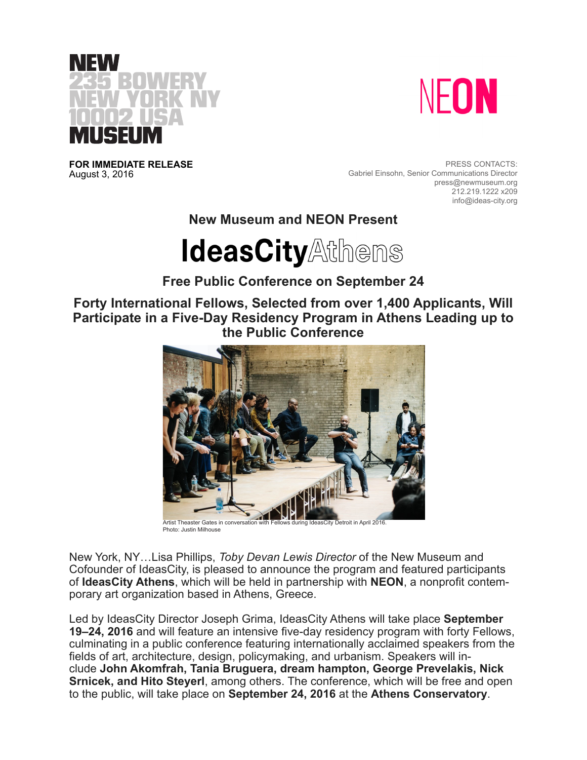NEW
235 BOWERY
NEW YORK NY
10002 USA
MUSEUM

NEON

**FOR IMMEDIATE RELEASE**
August 3, 2016

PRESS CONTACTS:
Gabriel Einsohn, Senior Communications Director
press@newmuseum.org
212.219.1222 x209
info@ideas-city.org

## New Museum and NEON Present

# IdeasCityAthens

## Free Public Conference on September 24

## Forty International Fellows, Selected from over 1,400 Applicants, Will Participate in a Five-Day Residency Program in Athens Leading up to the Public Conference

Artist Theaster Gates in conversation with Fellows during IdeasCity Detroit in April 2016.
Photo: Justin Milhouse

New York, NY…Lisa Phillips, *Toby Devan Lewis Director* of the New Museum and Cofounder of IdeasCity, is pleased to announce the program and featured participants of **IdeasCity Athens**, which will be held in partnership with **NEON**, a nonprofit contemporary art organization based in Athens, Greece.

Led by IdeasCity Director Joseph Grima, IdeasCity Athens will take place **September 19–24, 2016** and will feature an intensive five-day residency program with forty Fellows, culminating in a public conference featuring internationally acclaimed speakers from the fields of art, architecture, design, policymaking, and urbanism. Speakers will include **John Akomfrah, Tania Bruguera, dream hampton, George Prevelakis, Nick Srnicek, and Hito Steyerl**, among others. The conference, which will be free and open to the public, will take place on **September 24, 2016** at the **Athens Conservatory**.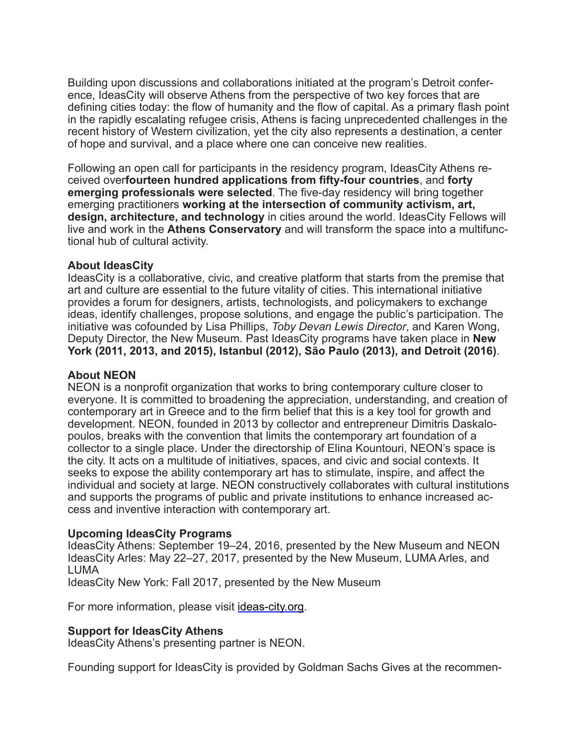Building upon discussions and collaborations initiated at the program's Detroit conference, IdeasCity will observe Athens from the perspective of two key forces that are defining cities today: the flow of humanity and the flow of capital. As a primary flash point in the rapidly escalating refugee crisis, Athens is facing unprecedented challenges in the recent history of Western civilization, yet the city also represents a destination, a center of hope and survival, and a place where one can conceive new realities.

Following an open call for participants in the residency program, IdeasCity Athens received over**fourteen hundred applications from fifty-four countries**, and **forty emerging professionals were selected**. The five-day residency will bring together emerging practitioners **working at the intersection of community activism, art, design, architecture, and technology** in cities around the world. IdeasCity Fellows will live and work in the **Athens Conservatory** and will transform the space into a multifunctional hub of cultural activity.

**About IdeasCity**
IdeasCity is a collaborative, civic, and creative platform that starts from the premise that art and culture are essential to the future vitality of cities. This international initiative provides a forum for designers, artists, technologists, and policymakers to exchange ideas, identify challenges, propose solutions, and engage the public's participation. The initiative was cofounded by Lisa Phillips, *Toby Devan Lewis Director*, and Karen Wong, Deputy Director, the New Museum. Past IdeasCity programs have taken place in **New York (2011, 2013, and 2015), Istanbul (2012), São Paulo (2013), and Detroit (2016)**.

**About NEON**
NEON is a nonprofit organization that works to bring contemporary culture closer to everyone. It is committed to broadening the appreciation, understanding, and creation of contemporary art in Greece and to the firm belief that this is a key tool for growth and development. NEON, founded in 2013 by collector and entrepreneur Dimitris Daskalopoulos, breaks with the convention that limits the contemporary art foundation of a collector to a single place. Under the directorship of Elina Kountouri, NEON's space is the city. It acts on a multitude of initiatives, spaces, and civic and social contexts. It seeks to expose the ability contemporary art has to stimulate, inspire, and affect the individual and society at large. NEON constructively collaborates with cultural institutions and supports the programs of public and private institutions to enhance increased access and inventive interaction with contemporary art.

**Upcoming IdeasCity Programs**
IdeasCity Athens: September 19–24, 2016, presented by the New Museum and NEON
IdeasCity Arles: May 22–27, 2017, presented by the New Museum, LUMA Arles, and LUMA
IdeasCity New York: Fall 2017, presented by the New Museum

For more information, please visit ideas-city.org.

**Support for IdeasCity Athens**
IdeasCity Athens's presenting partner is NEON.

Founding support for IdeasCity is provided by Goldman Sachs Gives at the recommen-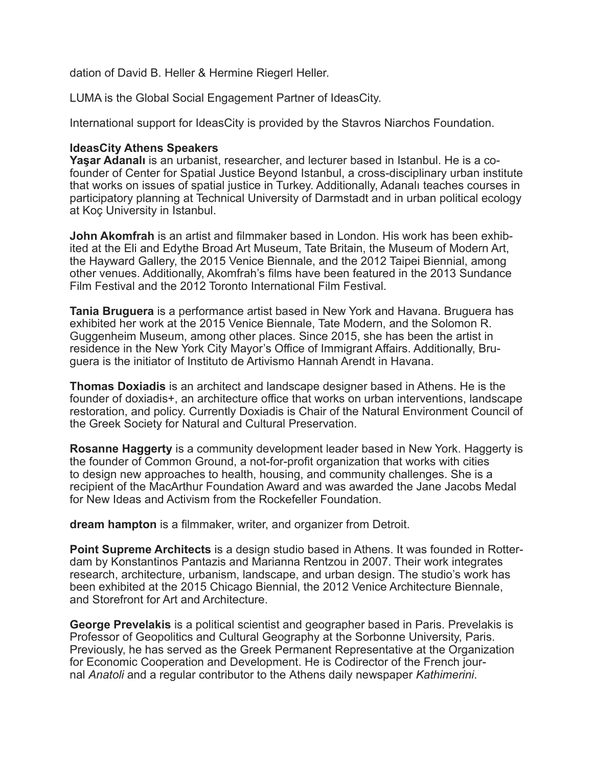dation of David B. Heller & Hermine Riegerl Heller.

LUMA is the Global Social Engagement Partner of IdeasCity.

International support for IdeasCity is provided by the Stavros Niarchos Foundation.

**IdeasCity Athens Speakers**

**Yaşar Adanalı** is an urbanist, researcher, and lecturer based in Istanbul. He is a co-founder of Center for Spatial Justice Beyond Istanbul, a cross-disciplinary urban institute that works on issues of spatial justice in Turkey. Additionally, Adanalı teaches courses in participatory planning at Technical University of Darmstadt and in urban political ecology at Koç University in Istanbul.

**John Akomfrah** is an artist and filmmaker based in London. His work has been exhibited at the Eli and Edythe Broad Art Museum, Tate Britain, the Museum of Modern Art, the Hayward Gallery, the 2015 Venice Biennale, and the 2012 Taipei Biennial, among other venues. Additionally, Akomfrah's films have been featured in the 2013 Sundance Film Festival and the 2012 Toronto International Film Festival.

**Tania Bruguera** is a performance artist based in New York and Havana. Bruguera has exhibited her work at the 2015 Venice Biennale, Tate Modern, and the Solomon R. Guggenheim Museum, among other places. Since 2015, she has been the artist in residence in the New York City Mayor's Office of Immigrant Affairs. Additionally, Bruguera is the initiator of Instituto de Artivismo Hannah Arendt in Havana.

**Thomas Doxiadis** is an architect and landscape designer based in Athens. He is the founder of doxiadis+, an architecture office that works on urban interventions, landscape restoration, and policy. Currently Doxiadis is Chair of the Natural Environment Council of the Greek Society for Natural and Cultural Preservation.

**Rosanne Haggerty** is a community development leader based in New York. Haggerty is the founder of Common Ground, a not-for-profit organization that works with cities to design new approaches to health, housing, and community challenges. She is a recipient of the MacArthur Foundation Award and was awarded the Jane Jacobs Medal for New Ideas and Activism from the Rockefeller Foundation.

**dream hampton** is a filmmaker, writer, and organizer from Detroit.

**Point Supreme Architects** is a design studio based in Athens. It was founded in Rotterdam by Konstantinos Pantazis and Marianna Rentzou in 2007. Their work integrates research, architecture, urbanism, landscape, and urban design. The studio's work has been exhibited at the 2015 Chicago Biennial, the 2012 Venice Architecture Biennale, and Storefront for Art and Architecture.

**George Prevelakis** is a political scientist and geographer based in Paris. Prevelakis is Professor of Geopolitics and Cultural Geography at the Sorbonne University, Paris. Previously, he has served as the Greek Permanent Representative at the Organization for Economic Cooperation and Development. He is Codirector of the French journal *Anatoli* and a regular contributor to the Athens daily newspaper *Kathimerini*.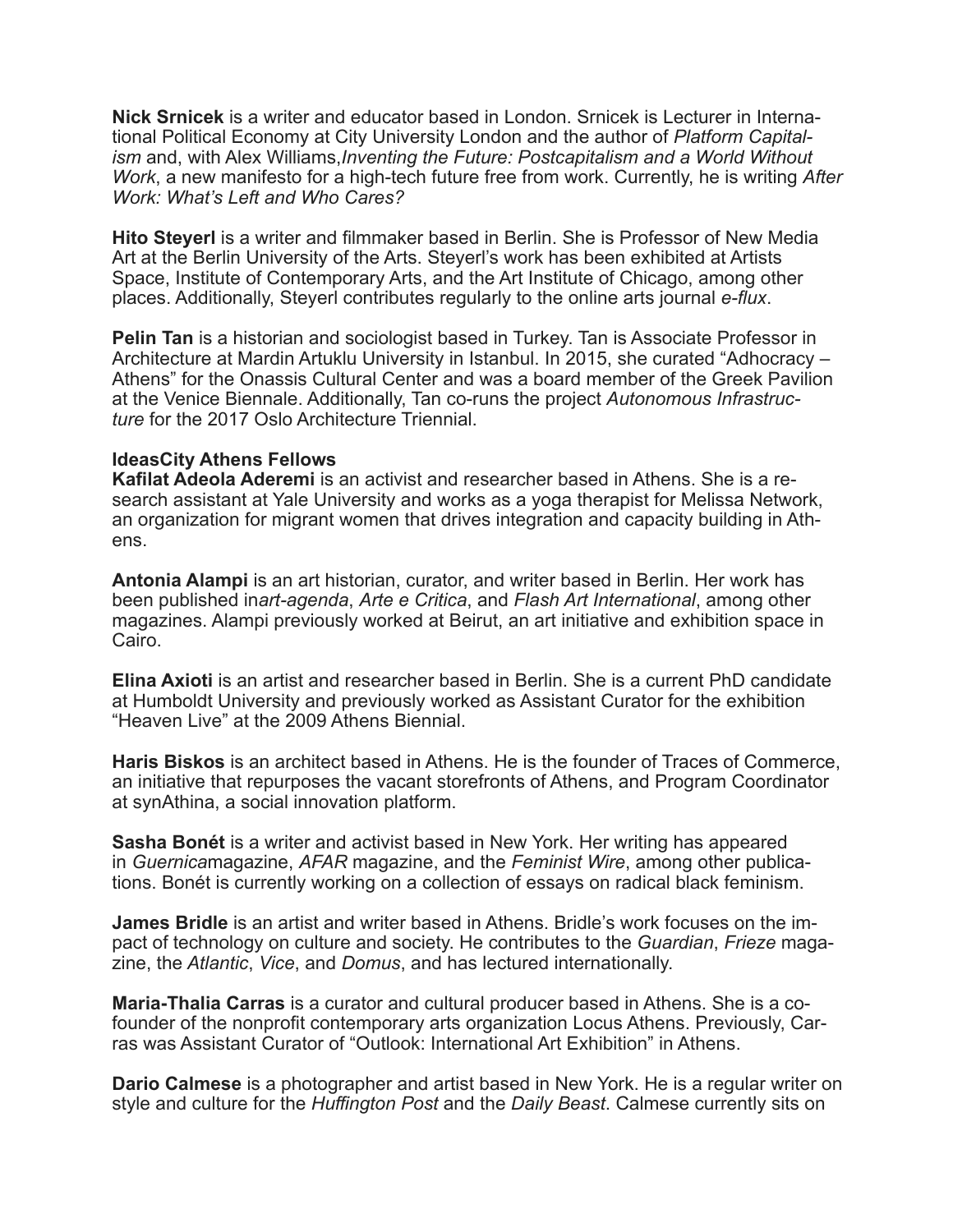**Nick Srnicek** is a writer and educator based in London. Srnicek is Lecturer in International Political Economy at City University London and the author of *Platform Capitalism* and, with Alex Williams, *Inventing the Future: Postcapitalism and a World Without Work*, a new manifesto for a high-tech future free from work. Currently, he is writing *After Work: What's Left and Who Cares?*

**Hito Steyerl** is a writer and filmmaker based in Berlin. She is Professor of New Media Art at the Berlin University of the Arts. Steyerl's work has been exhibited at Artists Space, Institute of Contemporary Arts, and the Art Institute of Chicago, among other places. Additionally, Steyerl contributes regularly to the online arts journal *e-flux*.

**Pelin Tan** is a historian and sociologist based in Turkey. Tan is Associate Professor in Architecture at Mardin Artuklu University in Istanbul. In 2015, she curated "Adhocracy – Athens" for the Onassis Cultural Center and was a board member of the Greek Pavilion at the Venice Biennale. Additionally, Tan co-runs the project *Autonomous Infrastructure* for the 2017 Oslo Architecture Triennial.

**IdeasCity Athens Fellows**

**Kafilat Adeola Aderemi** is an activist and researcher based in Athens. She is a research assistant at Yale University and works as a yoga therapist for Melissa Network, an organization for migrant women that drives integration and capacity building in Athens.

**Antonia Alampi** is an art historian, curator, and writer based in Berlin. Her work has been published in *art-agenda*, *Arte e Critica*, and *Flash Art International*, among other magazines. Alampi previously worked at Beirut, an art initiative and exhibition space in Cairo.

**Elina Axioti** is an artist and researcher based in Berlin. She is a current PhD candidate at Humboldt University and previously worked as Assistant Curator for the exhibition "Heaven Live" at the 2009 Athens Biennial.

**Haris Biskos** is an architect based in Athens. He is the founder of Traces of Commerce, an initiative that repurposes the vacant storefronts of Athens, and Program Coordinator at synAthina, a social innovation platform.

**Sasha Bonét** is a writer and activist based in New York. Her writing has appeared in *Guernica* magazine, *AFAR* magazine, and the *Feminist Wire*, among other publications. Bonét is currently working on a collection of essays on radical black feminism.

**James Bridle** is an artist and writer based in Athens. Bridle's work focuses on the impact of technology on culture and society. He contributes to the *Guardian*, *Frieze* magazine, the *Atlantic*, *Vice*, and *Domus*, and has lectured internationally.

**Maria-Thalia Carras** is a curator and cultural producer based in Athens. She is a co-founder of the nonprofit contemporary arts organization Locus Athens. Previously, Carras was Assistant Curator of "Outlook: International Art Exhibition" in Athens.

**Dario Calmese** is a photographer and artist based in New York. He is a regular writer on style and culture for the *Huffington Post* and the *Daily Beast*. Calmese currently sits on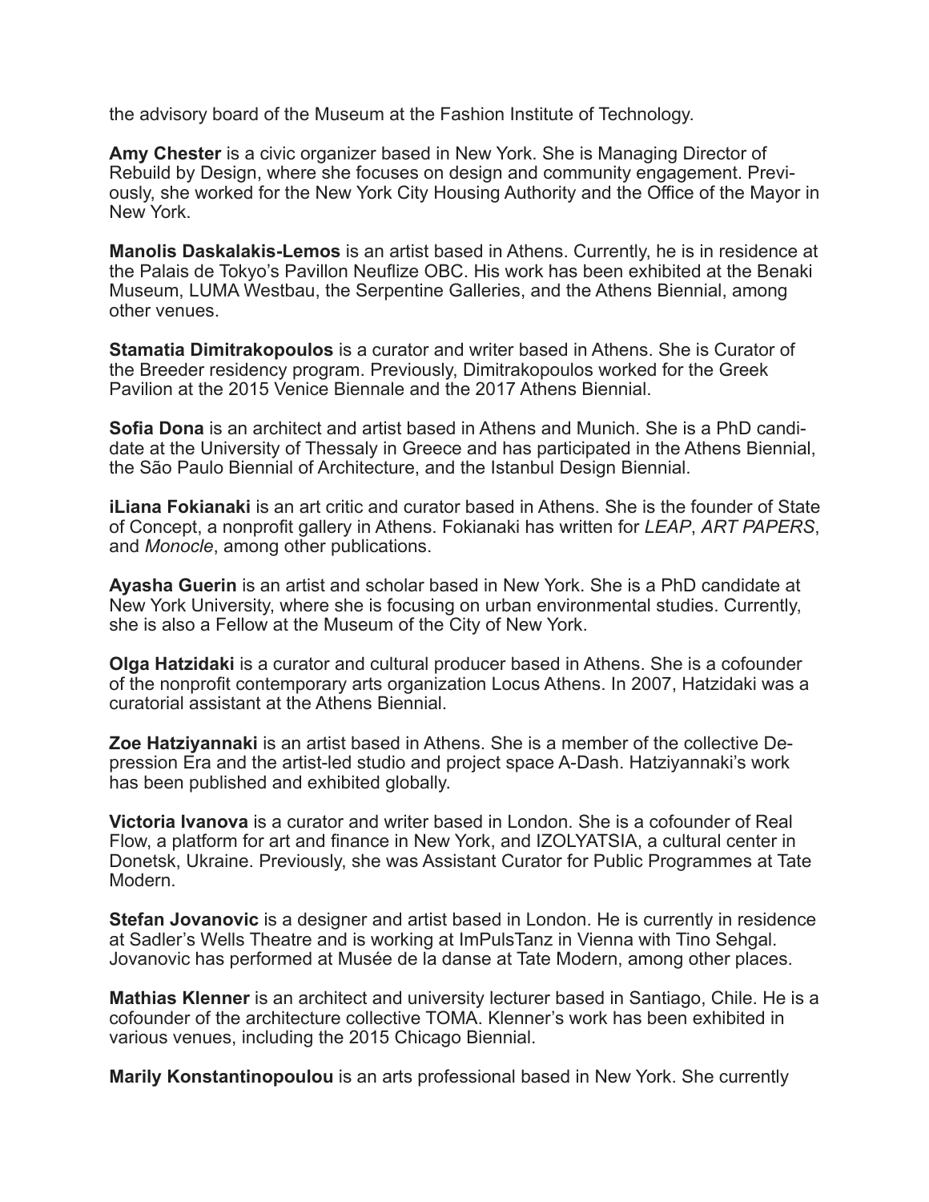the advisory board of the Museum at the Fashion Institute of Technology.

**Amy Chester** is a civic organizer based in New York. She is Managing Director of Rebuild by Design, where she focuses on design and community engagement. Previously, she worked for the New York City Housing Authority and the Office of the Mayor in New York.

**Manolis Daskalakis-Lemos** is an artist based in Athens. Currently, he is in residence at the Palais de Tokyo's Pavillon Neuflize OBC. His work has been exhibited at the Benaki Museum, LUMA Westbau, the Serpentine Galleries, and the Athens Biennial, among other venues.

**Stamatia Dimitrakopoulos** is a curator and writer based in Athens. She is Curator of the Breeder residency program. Previously, Dimitrakopoulos worked for the Greek Pavilion at the 2015 Venice Biennale and the 2017 Athens Biennial.

**Sofia Dona** is an architect and artist based in Athens and Munich. She is a PhD candidate at the University of Thessaly in Greece and has participated in the Athens Biennial, the São Paulo Biennial of Architecture, and the Istanbul Design Biennial.

**iLiana Fokianaki** is an art critic and curator based in Athens. She is the founder of State of Concept, a nonprofit gallery in Athens. Fokianaki has written for *LEAP*, *ART PAPERS*, and *Monocle*, among other publications.

**Ayasha Guerin** is an artist and scholar based in New York. She is a PhD candidate at New York University, where she is focusing on urban environmental studies. Currently, she is also a Fellow at the Museum of the City of New York.

**Olga Hatzidaki** is a curator and cultural producer based in Athens. She is a cofounder of the nonprofit contemporary arts organization Locus Athens. In 2007, Hatzidaki was a curatorial assistant at the Athens Biennial.

**Zoe Hatziyannaki** is an artist based in Athens. She is a member of the collective Depression Era and the artist-led studio and project space A-Dash. Hatziyannaki's work has been published and exhibited globally.

**Victoria Ivanova** is a curator and writer based in London. She is a cofounder of Real Flow, a platform for art and finance in New York, and IZOLYATSIA, a cultural center in Donetsk, Ukraine. Previously, she was Assistant Curator for Public Programmes at Tate Modern.

**Stefan Jovanovic** is a designer and artist based in London. He is currently in residence at Sadler's Wells Theatre and is working at ImPulsTanz in Vienna with Tino Sehgal. Jovanovic has performed at Musée de la danse at Tate Modern, among other places.

**Mathias Klenner** is an architect and university lecturer based in Santiago, Chile. He is a cofounder of the architecture collective TOMA. Klenner's work has been exhibited in various venues, including the 2015 Chicago Biennial.

**Marily Konstantinopoulou** is an arts professional based in New York. She currently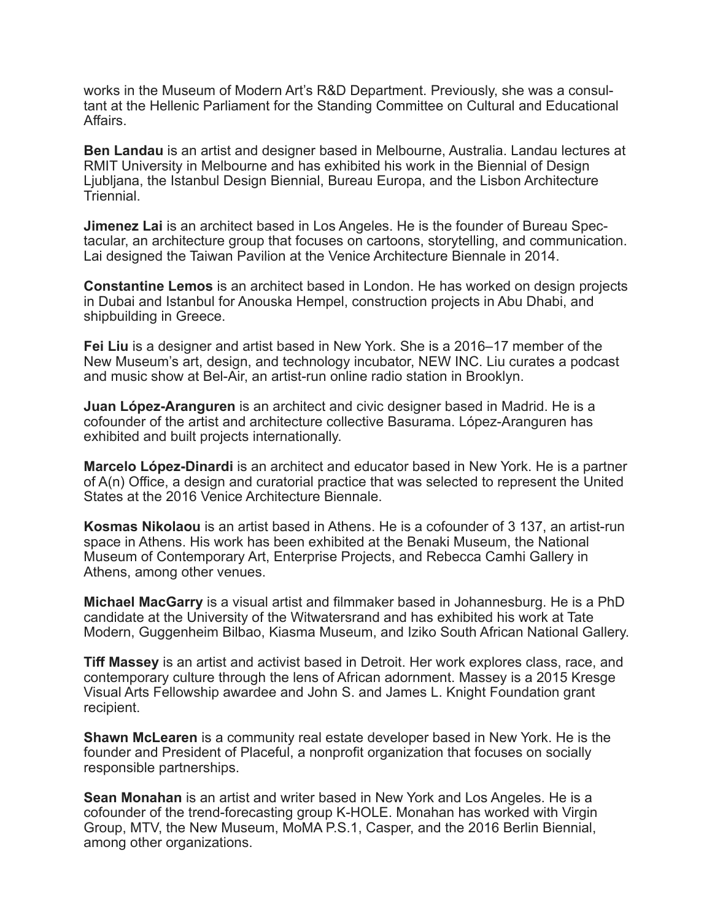works in the Museum of Modern Art's R&D Department. Previously, she was a consultant at the Hellenic Parliament for the Standing Committee on Cultural and Educational Affairs.

**Ben Landau** is an artist and designer based in Melbourne, Australia. Landau lectures at RMIT University in Melbourne and has exhibited his work in the Biennial of Design Ljubljana, the Istanbul Design Biennial, Bureau Europa, and the Lisbon Architecture Triennial.

**Jimenez Lai** is an architect based in Los Angeles. He is the founder of Bureau Spectacular, an architecture group that focuses on cartoons, storytelling, and communication. Lai designed the Taiwan Pavilion at the Venice Architecture Biennale in 2014.

**Constantine Lemos** is an architect based in London. He has worked on design projects in Dubai and Istanbul for Anouska Hempel, construction projects in Abu Dhabi, and shipbuilding in Greece.

**Fei Liu** is a designer and artist based in New York. She is a 2016–17 member of the New Museum's art, design, and technology incubator, NEW INC. Liu curates a podcast and music show at Bel-Air, an artist-run online radio station in Brooklyn.

**Juan López-Aranguren** is an architect and civic designer based in Madrid. He is a cofounder of the artist and architecture collective Basurama. López-Aranguren has exhibited and built projects internationally.

**Marcelo López-Dinardi** is an architect and educator based in New York. He is a partner of A(n) Office, a design and curatorial practice that was selected to represent the United States at the 2016 Venice Architecture Biennale.

**Kosmas Nikolaou** is an artist based in Athens. He is a cofounder of 3 137, an artist-run space in Athens. His work has been exhibited at the Benaki Museum, the National Museum of Contemporary Art, Enterprise Projects, and Rebecca Camhi Gallery in Athens, among other venues.

**Michael MacGarry** is a visual artist and filmmaker based in Johannesburg. He is a PhD candidate at the University of the Witwatersrand and has exhibited his work at Tate Modern, Guggenheim Bilbao, Kiasma Museum, and Iziko South African National Gallery.

**Tiff Massey** is an artist and activist based in Detroit. Her work explores class, race, and contemporary culture through the lens of African adornment. Massey is a 2015 Kresge Visual Arts Fellowship awardee and John S. and James L. Knight Foundation grant recipient.

**Shawn McLearen** is a community real estate developer based in New York. He is the founder and President of Placeful, a nonprofit organization that focuses on socially responsible partnerships.

**Sean Monahan** is an artist and writer based in New York and Los Angeles. He is a cofounder of the trend-forecasting group K-HOLE. Monahan has worked with Virgin Group, MTV, the New Museum, MoMA P.S.1, Casper, and the 2016 Berlin Biennial, among other organizations.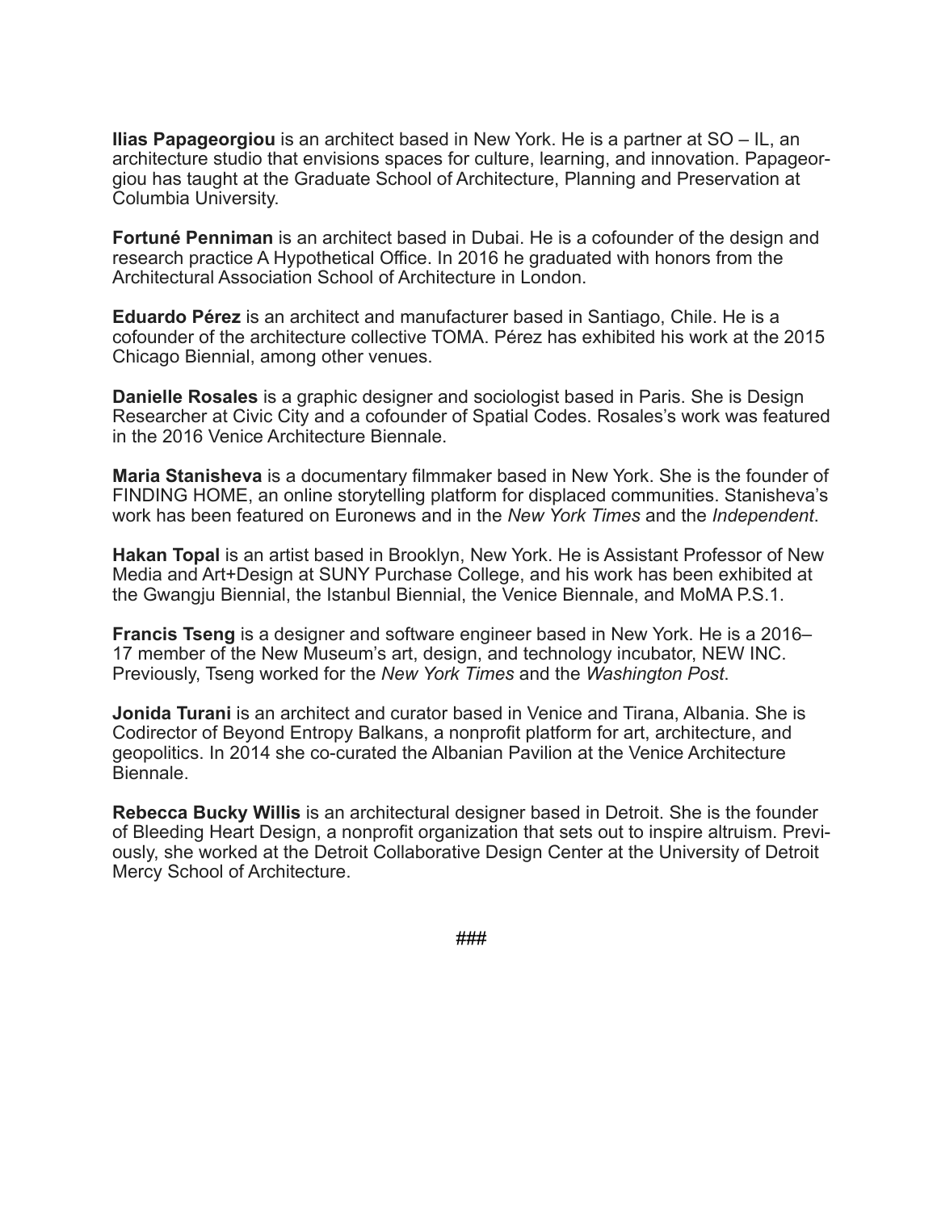**Ilias Papageorgiou** is an architect based in New York. He is a partner at SO – IL, an architecture studio that envisions spaces for culture, learning, and innovation. Papageorgiou has taught at the Graduate School of Architecture, Planning and Preservation at Columbia University.

**Fortuné Penniman** is an architect based in Dubai. He is a cofounder of the design and research practice A Hypothetical Office. In 2016 he graduated with honors from the Architectural Association School of Architecture in London.

**Eduardo Pérez** is an architect and manufacturer based in Santiago, Chile. He is a cofounder of the architecture collective TOMA. Pérez has exhibited his work at the 2015 Chicago Biennial, among other venues.

**Danielle Rosales** is a graphic designer and sociologist based in Paris. She is Design Researcher at Civic City and a cofounder of Spatial Codes. Rosales's work was featured in the 2016 Venice Architecture Biennale.

**Maria Stanisheva** is a documentary filmmaker based in New York. She is the founder of FINDING HOME, an online storytelling platform for displaced communities. Stanisheva's work has been featured on Euronews and in the *New York Times* and the *Independent*.

**Hakan Topal** is an artist based in Brooklyn, New York. He is Assistant Professor of New Media and Art+Design at SUNY Purchase College, and his work has been exhibited at the Gwangju Biennial, the Istanbul Biennial, the Venice Biennale, and MoMA P.S.1.

**Francis Tseng** is a designer and software engineer based in New York. He is a 2016–17 member of the New Museum's art, design, and technology incubator, NEW INC. Previously, Tseng worked for the *New York Times* and the *Washington Post*.

**Jonida Turani** is an architect and curator based in Venice and Tirana, Albania. She is Codirector of Beyond Entropy Balkans, a nonprofit platform for art, architecture, and geopolitics. In 2014 she co-curated the Albanian Pavilion at the Venice Architecture Biennale.

**Rebecca Bucky Willis** is an architectural designer based in Detroit. She is the founder of Bleeding Heart Design, a nonprofit organization that sets out to inspire altruism. Previously, she worked at the Detroit Collaborative Design Center at the University of Detroit Mercy School of Architecture.

###